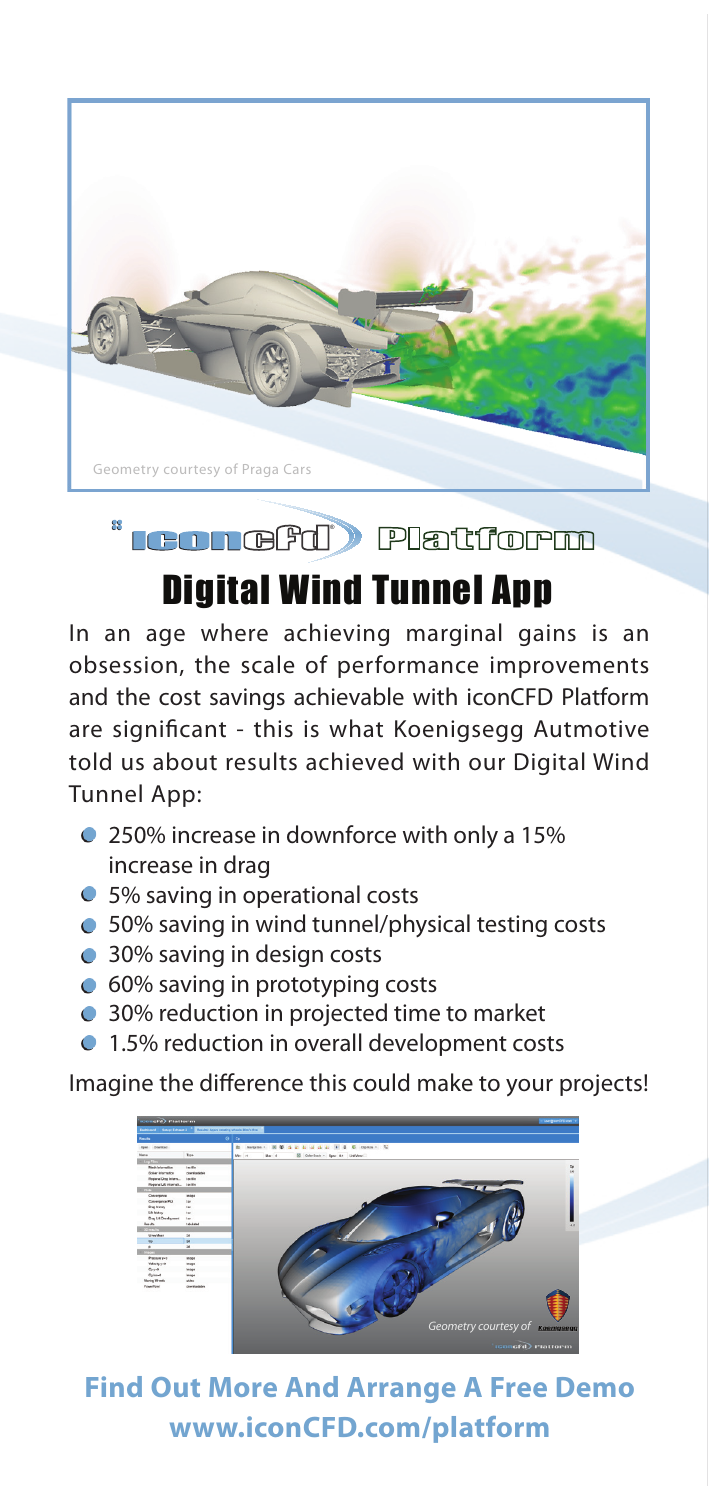Geometry courtesy of Praga Cars

iconCFD® Platform

# Digital Wind Tunnel App

In an age where achieving marginal gains is an obsession, the scale of performance improvements and the cost savings achievable with iconCFD Platform are significant - this is what Koenigsegg Autmotive told us about results achieved with our Digital Wind Tunnel App:

- 250% increase in downforce with only a 15% increase in drag
- 5% saving in operational costs
- 50% saving in wind tunnel/physical testing costs
- 30% saving in design costs
- 60% saving in prototyping costs
- 30% reduction in projected time to market
- 1.5% reduction in overall development costs

Imagine the difference this could make to your projects!

*Geometry courtesy of* Koenigsegg

## Find Out More And Arrange A Free Demo
## www.iconCFD.com/platform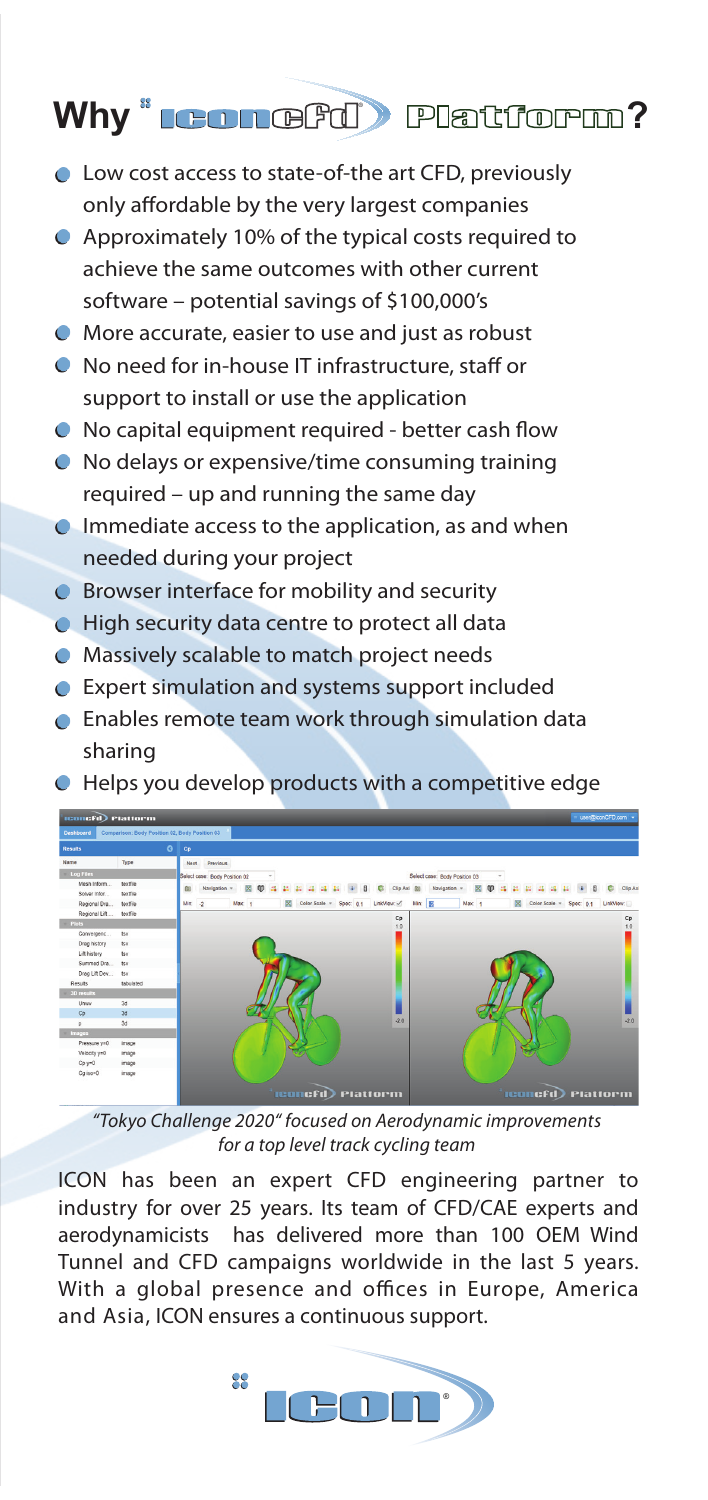# Why iconCFD Platform?

- Low cost access to state-of-the art CFD, previously only affordable by the very largest companies
- Approximately 10% of the typical costs required to achieve the same outcomes with other current software – potential savings of $100,000's
- More accurate, easier to use and just as robust
- No need for in-house IT infrastructure, staff or support to install or use the application
- No capital equipment required - better cash flow
- No delays or expensive/time consuming training required – up and running the same day
- Immediate access to the application, as and when needed during your project
- Browser interface for mobility and security
- High security data centre to protect all data
- Massively scalable to match project needs
- Expert simulation and systems support included
- Enables remote team work through simulation data sharing
- Helps you develop products with a competitive edge

*"Tokyo Challenge 2020" focused on Aerodynamic improvements for a top level track cycling team*

ICON has been an expert CFD engineering partner to industry for over 25 years. Its team of CFD/CAE experts and aerodynamicists has delivered more than 100 OEM Wind Tunnel and CFD campaigns worldwide in the last 5 years. With a global presence and offices in Europe, America and Asia, ICON ensures a continuous support.